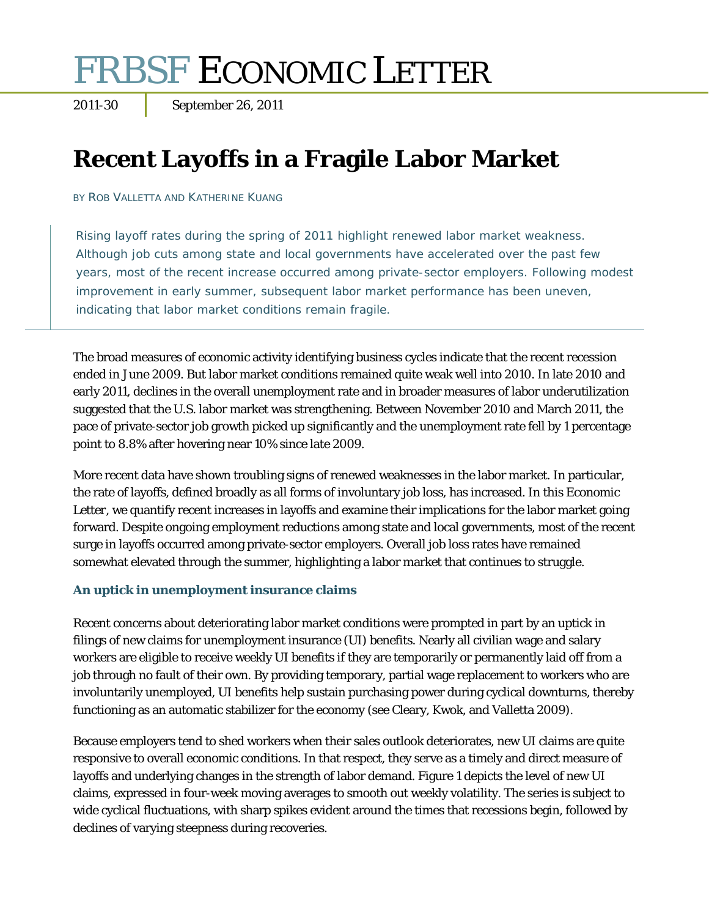# FRBSF Economic Letter

2011-30 | September 26, 2011

# Recent Layoffs in a Fragile Labor Market

BY ROB VALLETTA AND KATHERINE KUANG

Rising layoff rates during the spring of 2011 highlight renewed labor market weakness. Although job cuts among state and local governments have accelerated over the past few years, most of the recent increase occurred among private-sector employers. Following modest improvement in early summer, subsequent labor market performance has been uneven, indicating that labor market conditions remain fragile.

The broad measures of economic activity identifying business cycles indicate that the recent recession ended in June 2009. But labor market conditions remained quite weak well into 2010. In late 2010 and early 2011, declines in the overall unemployment rate and in broader measures of labor underutilization suggested that the U.S. labor market was strengthening. Between November 2010 and March 2011, the pace of private-sector job growth picked up significantly and the unemployment rate fell by 1 percentage point to 8.8% after hovering near 10% since late 2009.

More recent data have shown troubling signs of renewed weaknesses in the labor market. In particular, the rate of layoffs, defined broadly as all forms of involuntary job loss, has increased. In this *Economic Letter*, we quantify recent increases in layoffs and examine their implications for the labor market going forward. Despite ongoing employment reductions among state and local governments, most of the recent surge in layoffs occurred among private-sector employers. Overall job loss rates have remained somewhat elevated through the summer, highlighting a labor market that continues to struggle.

### An uptick in unemployment insurance claims

Recent concerns about deteriorating labor market conditions were prompted in part by an uptick in filings of new claims for unemployment insurance (UI) benefits. Nearly all civilian wage and salary workers are eligible to receive weekly UI benefits if they are temporarily or permanently laid off from a job through no fault of their own. By providing temporary, partial wage replacement to workers who are involuntarily unemployed, UI benefits help sustain purchasing power during cyclical downturns, thereby functioning as an automatic stabilizer for the economy (see Cleary, Kwok, and Valletta 2009).

Because employers tend to shed workers when their sales outlook deteriorates, new UI claims are quite responsive to overall economic conditions. In that respect, they serve as a timely and direct measure of layoffs and underlying changes in the strength of labor demand. Figure 1 depicts the level of new UI claims, expressed in four-week moving averages to smooth out weekly volatility. The series is subject to wide cyclical fluctuations, with sharp spikes evident around the times that recessions begin, followed by declines of varying steepness during recoveries.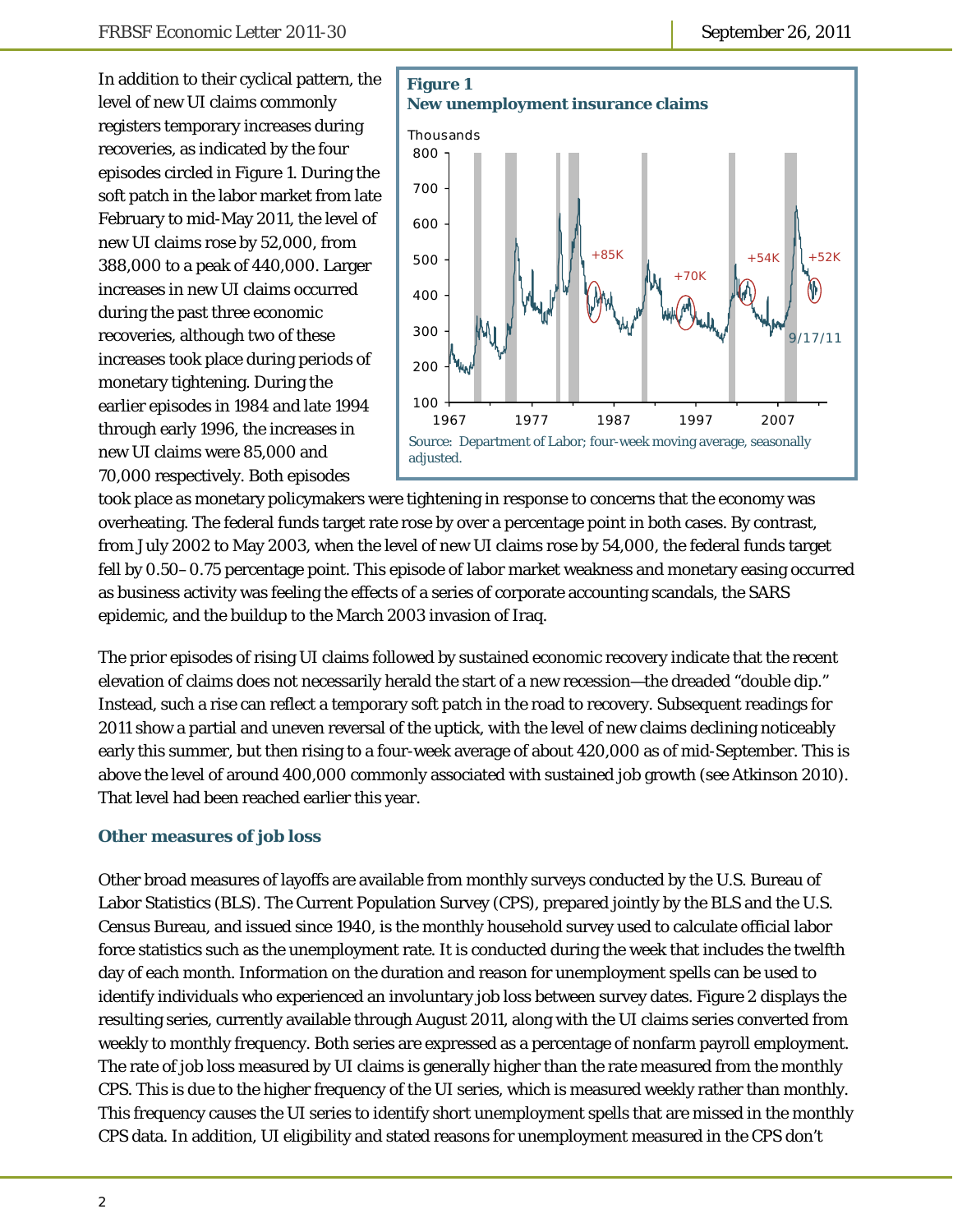In addition to their cyclical pattern, the level of new UI claims commonly registers temporary increases during recoveries, as indicated by the four episodes circled in Figure 1. During the soft patch in the labor market from late February to mid-May 2011, the level of new UI claims rose by 52,000, from 388,000 to a peak of 440,000. Larger increases in new UI claims occurred during the past three economic recoveries, although two of these increases took place during periods of monetary tightening. During the earlier episodes in 1984 and late 1994 through early 1996, the increases in new UI claims were 85,000 and 70,000 respectively. Both episodes took place as monetary policymakers were tightening in response to concerns that the economy was overheating. The federal funds target rate rose by over a percentage point in both cases. By contrast, from July 2002 to May 2003, when the level of new UI claims rose by 54,000, the federal funds target fell by 0.50–0.75 percentage point. This episode of labor market weakness and monetary easing occurred as business activity was feeling the effects of a series of corporate accounting scandals, the SARS epidemic, and the buildup to the March 2003 invasion of Iraq.

**Figure 1**
**New unemployment insurance claims**

Source: Department of Labor; four-week moving average, seasonally adjusted.

The prior episodes of rising UI claims followed by sustained economic recovery indicate that the recent elevation of claims does not necessarily herald the start of a new recession—the dreaded "double dip." Instead, such a rise can reflect a temporary soft patch in the road to recovery. Subsequent readings for 2011 show a partial and uneven reversal of the uptick, with the level of new claims declining noticeably early this summer, but then rising to a four-week average of about 420,000 as of mid-September. This is above the level of around 400,000 commonly associated with sustained job growth (see Atkinson 2010). That level had been reached earlier this year.

### Other measures of job loss

Other broad measures of layoffs are available from monthly surveys conducted by the U.S. Bureau of Labor Statistics (BLS). The Current Population Survey (CPS), prepared jointly by the BLS and the U.S. Census Bureau, and issued since 1940, is the monthly household survey used to calculate official labor force statistics such as the unemployment rate. It is conducted during the week that includes the twelfth day of each month. Information on the duration and reason for unemployment spells can be used to identify individuals who experienced an involuntary job loss between survey dates. Figure 2 displays the resulting series, currently available through August 2011, along with the UI claims series converted from weekly to monthly frequency. Both series are expressed as a percentage of nonfarm payroll employment. The rate of job loss measured by UI claims is generally higher than the rate measured from the monthly CPS. This is due to the higher frequency of the UI series, which is measured weekly rather than monthly. This frequency causes the UI series to identify short unemployment spells that are missed in the monthly CPS data. In addition, UI eligibility and stated reasons for unemployment measured in the CPS don't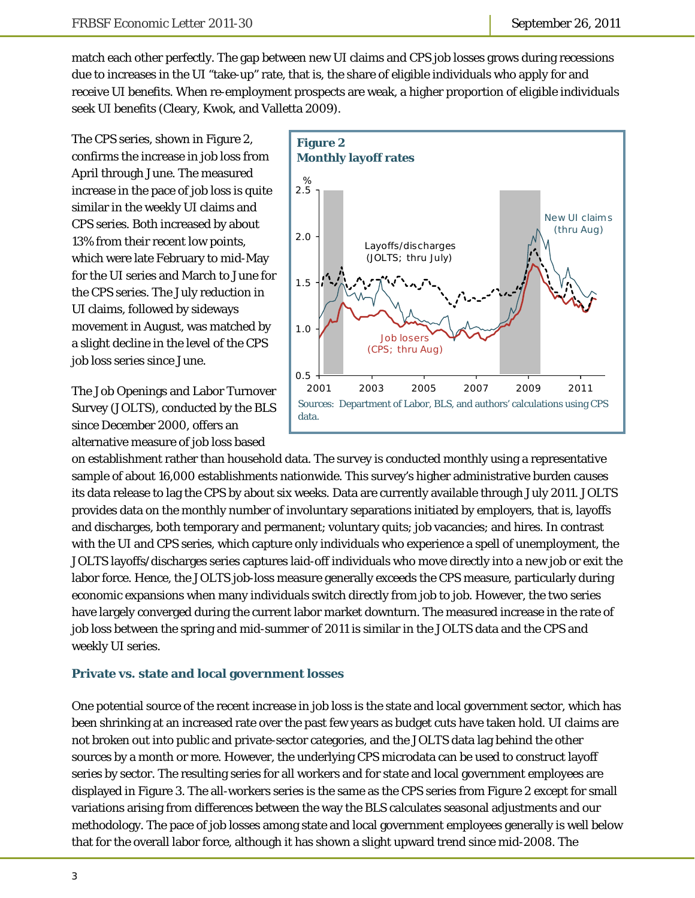match each other perfectly. The gap between new UI claims and CPS job losses grows during recessions due to increases in the UI "take-up" rate, that is, the share of eligible individuals who apply for and receive UI benefits. When re-employment prospects are weak, a higher proportion of eligible individuals seek UI benefits (Cleary, Kwok, and Valletta 2009).

The CPS series, shown in Figure 2, confirms the increase in job loss from April through June. The measured increase in the pace of job loss is quite similar in the weekly UI claims and CPS series. Both increased by about 13% from their recent low points, which were late February to mid-May for the UI series and March to June for the CPS series. The July reduction in UI claims, followed by sideways movement in August, was matched by a slight decline in the level of the CPS job loss series since June.

**Figure 2**
**Monthly layoff rates**

Sources: Department of Labor, BLS, and authors' calculations using CPS data.

The Job Openings and Labor Turnover Survey (JOLTS), conducted by the BLS since December 2000, offers an alternative measure of job loss based on establishment rather than household data. The survey is conducted monthly using a representative sample of about 16,000 establishments nationwide. This survey's higher administrative burden causes its data release to lag the CPS by about six weeks. Data are currently available through July 2011. JOLTS provides data on the monthly number of involuntary separations initiated by employers, that is, layoffs and discharges, both temporary and permanent; voluntary quits; job vacancies; and hires. In contrast with the UI and CPS series, which capture only individuals who experience a spell of unemployment, the JOLTS layoffs/discharges series captures laid-off individuals who move directly into a new job or exit the labor force. Hence, the JOLTS job-loss measure generally exceeds the CPS measure, particularly during economic expansions when many individuals switch directly from job to job. However, the two series have largely converged during the current labor market downturn. The measured increase in the rate of job loss between the spring and mid-summer of 2011 is similar in the JOLTS data and the CPS and weekly UI series.

### Private vs. state and local government losses

One potential source of the recent increase in job loss is the state and local government sector, which has been shrinking at an increased rate over the past few years as budget cuts have taken hold. UI claims are not broken out into public and private-sector categories, and the JOLTS data lag behind the other sources by a month or more. However, the underlying CPS microdata can be used to construct layoff series by sector. The resulting series for all workers and for state and local government employees are displayed in Figure 3. The all-workers series is the same as the CPS series from Figure 2 except for small variations arising from differences between the way the BLS calculates seasonal adjustments and our methodology. The pace of job losses among state and local government employees generally is well below that for the overall labor force, although it has shown a slight upward trend since mid-2008. The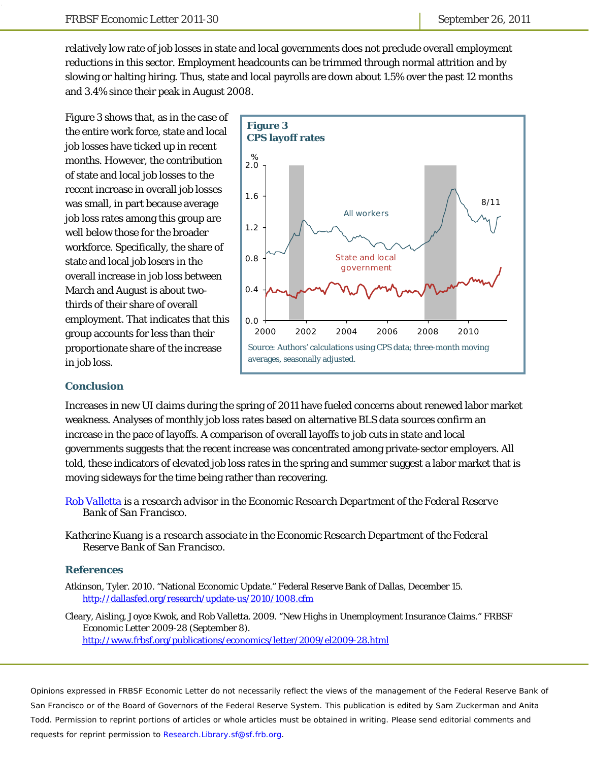relatively low rate of job losses in state and local governments does not preclude overall employment reductions in this sector. Employment headcounts can be trimmed through normal attrition and by slowing or halting hiring. Thus, state and local payrolls are down about 1.5% over the past 12 months and 3.4% since their peak in August 2008.

Figure 3 shows that, as in the case of the entire work force, state and local job losses have ticked up in recent months. However, the contribution of state and local job losses to the recent increase in overall job losses was small, in part because average job loss rates among this group are well below those for the broader workforce. Specifically, the share of state and local job losers in the overall increase in job loss between March and August is about two-thirds of their share of overall employment. That indicates that this group accounts for less than their proportionate share of the increase in job loss.

**Figure 3**
**CPS layoff rates**

%
2.0
1.6
1.2
0.8
0.4
0.0
2000
2002
2004
2006
2008
2010
8/11
All workers
State and local government

Source: Authors' calculations using CPS data; three-month moving averages, seasonally adjusted.

## Conclusion

Increases in new UI claims during the spring of 2011 have fueled concerns about renewed labor market weakness. Analyses of monthly job loss rates based on alternative BLS data sources confirm an increase in the pace of layoffs. A comparison of overall layoffs to job cuts in state and local governments suggests that the recent increase was concentrated among private-sector employers. All told, these indicators of elevated job loss rates in the spring and summer suggest a labor market that is moving sideways for the time being rather than recovering.

Rob Valletta *is a research advisor in the Economic Research Department of the Federal Reserve Bank of San Francisco.*

*Katherine Kuang is a research associate in the Economic Research Department of the Federal Reserve Bank of San Francisco.*

## References

Atkinson, Tyler. 2010. "National Economic Update." Federal Reserve Bank of Dallas, December 15. http://dallasfed.org/research/update-us/2010/1008.cfm

Cleary, Aisling, Joyce Kwok, and Rob Valletta. 2009. "New Highs in Unemployment Insurance Claims." FRBSF Economic Letter 2009-28 (September 8). http://www.frbsf.org/publications/economics/letter/2009/el2009-28.html

Opinions expressed in FRBSF Economic Letter do not necessarily reflect the views of the management of the Federal Reserve Bank of San Francisco or of the Board of Governors of the Federal Reserve System. This publication is edited by Sam Zuckerman and Anita Todd. Permission to reprint portions of articles or whole articles must be obtained in writing. Please send editorial comments and requests for reprint permission to Research.Library.sf@sf.frb.org.